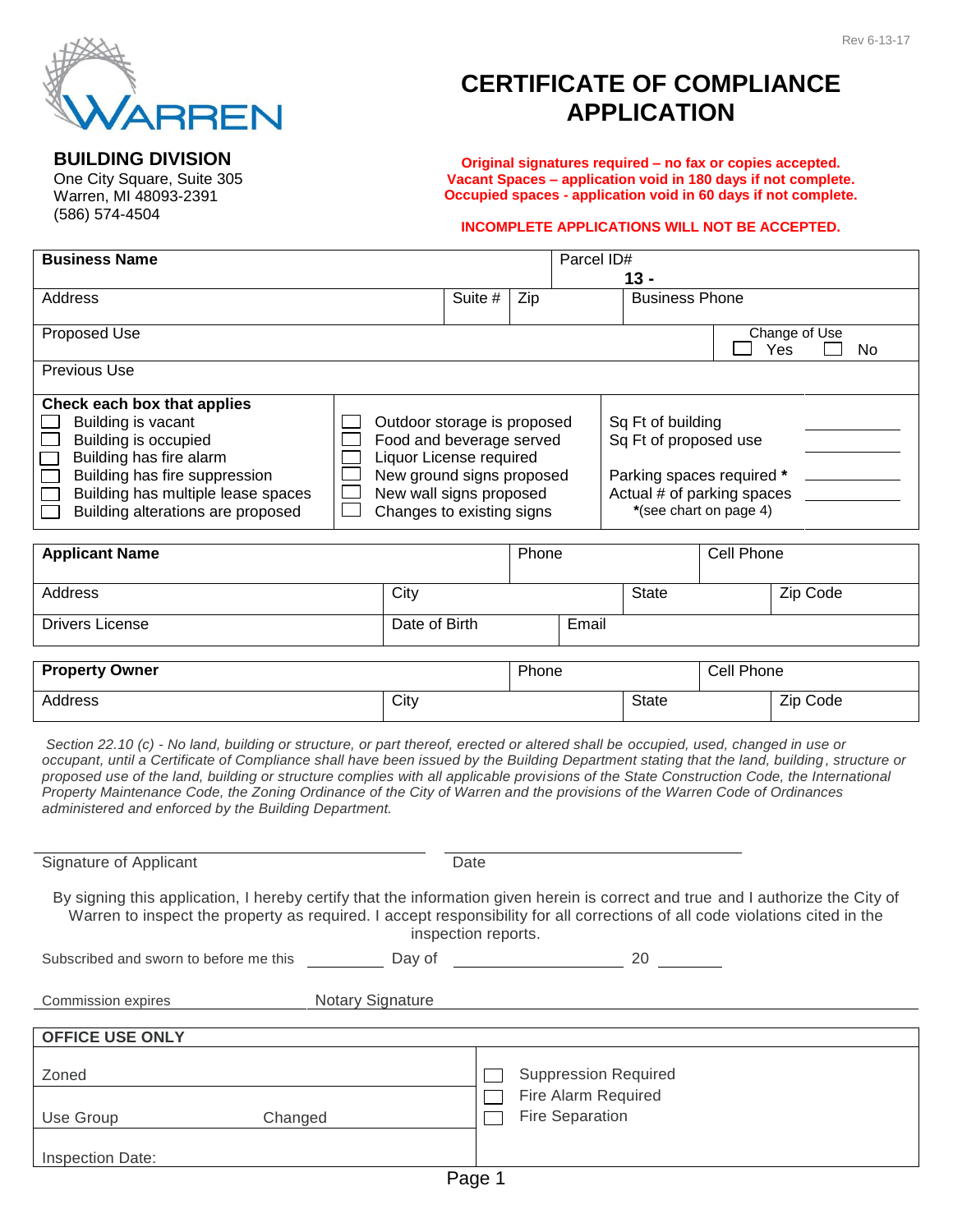Rev 6-13-17

WARREN

**BUILDING DIVISION**
One City Square, Suite 305
Warren, MI 48093-2391
(586) 574-4504

# CERTIFICATE OF COMPLIANCE APPLICATION

**Original signatures required – no fax or copies accepted.**
**Vacant Spaces – application void in 180 days if not complete.**
**Occupied spaces - application void in 60 days if not complete.**

**INCOMPLETE APPLICATIONS WILL NOT BE ACCEPTED.**

| **Business Name** | | | Parcel ID# **13 -** |
|---|---|---|---|
| Address | Suite # | Zip | Business Phone |
| Proposed Use | | | Change of Use ☐ Yes ☐ No |
| Previous Use | | | |

| **Check each box that applies** | | |
|---|---|---|
| ☐ Building is vacant | ☐ Outdoor storage is proposed | Sq Ft of building ________ |
| ☐ Building is occupied | ☐ Food and beverage served | Sq Ft of proposed use ________ |
| ☐ Building has fire alarm | ☐ Liquor License required | |
| ☐ Building has fire suppression | ☐ New ground signs proposed | Parking spaces required * ________ |
| ☐ Building has multiple lease spaces | ☐ New wall signs proposed | Actual # of parking spaces ________ |
| ☐ Building alterations are proposed | ☐ Changes to existing signs | *(see chart on page 4) |

| **Applicant Name** | | Phone | | Cell Phone |
|---|---|---|---|---|
| Address | City | | State | Zip Code |
| Drivers License | Date of Birth | Email | | |

| **Property Owner** | | Phone | | Cell Phone |
|---|---|---|---|---|
| Address | City | | State | Zip Code |

*Section 22.10 (c) - No land, building or structure, or part thereof, erected or altered shall be occupied, used, changed in use or occupant, until a Certificate of Compliance shall have been issued by the Building Department stating that the land, building, structure or proposed use of the land, building or structure complies with all applicable provisions of the State Construction Code, the International Property Maintenance Code, the Zoning Ordinance of the City of Warren and the provisions of the Warren Code of Ordinances administered and enforced by the Building Department.*

______________________________ ______________________________
Signature of Applicant Date

By signing this application, I hereby certify that the information given herein is correct and true and I authorize the City of Warren to inspect the property as required. I accept responsibility for all corrections of all code violations cited in the inspection reports.

Subscribed and sworn to before me this ________ Day of ______________ 20 ______

Commission expires ______________ Notary Signature ______________________________

| **OFFICE USE ONLY** | |
|---|---|
| Zoned | ☐ Suppression Required |
| Use Group Changed | ☐ Fire Alarm Required |
| Inspection Date: | ☐ Fire Separation |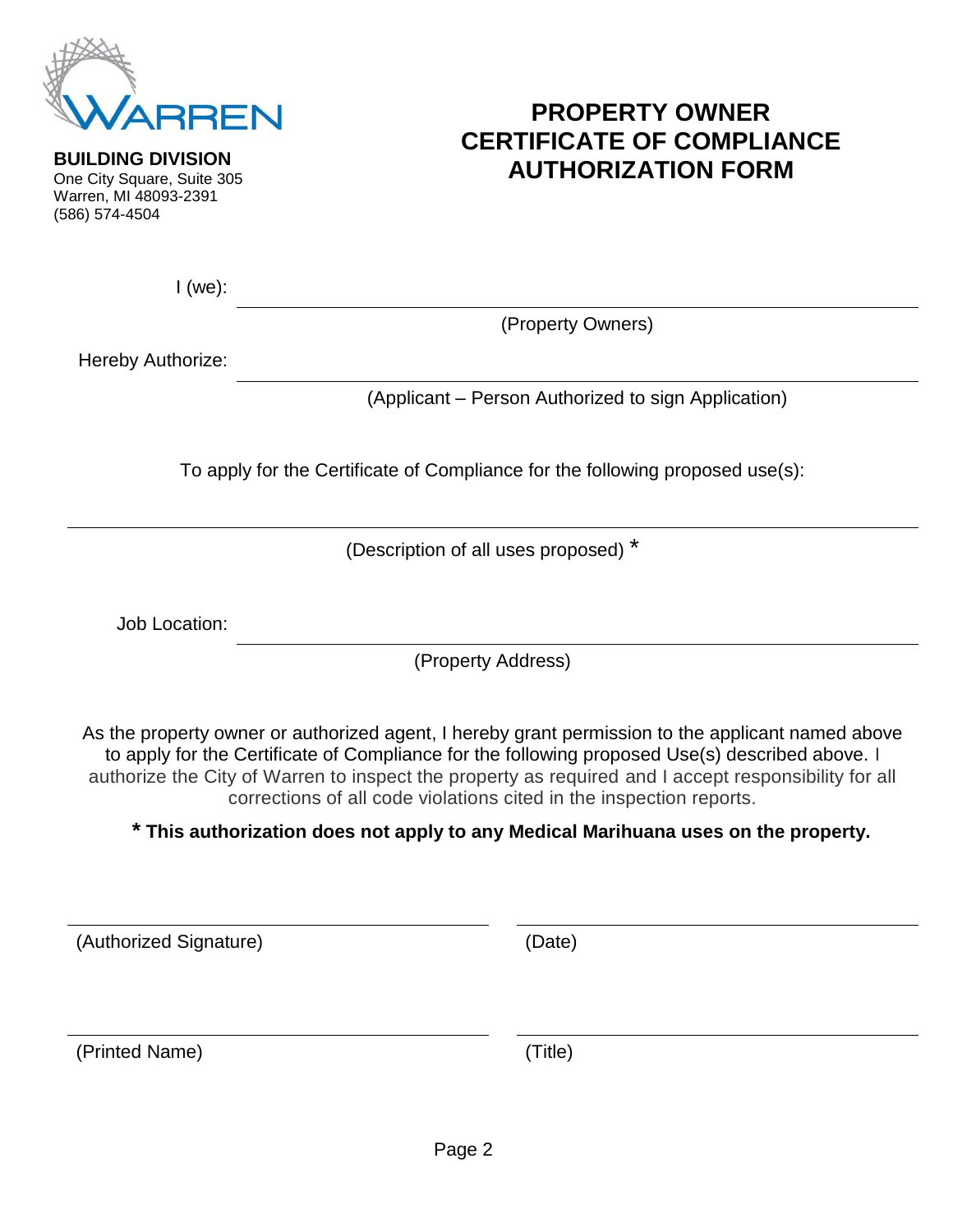WARREN

**BUILDING DIVISION**
One City Square, Suite 305
Warren, MI 48093-2391
(586) 574-4504

# PROPERTY OWNER CERTIFICATE OF COMPLIANCE AUTHORIZATION FORM

I (we): ______________________________________________
(Property Owners)

Hereby Authorize: ______________________________________________
(Applicant – Person Authorized to sign Application)

To apply for the Certificate of Compliance for the following proposed use(s):

______________________________________________
(Description of all uses proposed) *

Job Location: ______________________________________________
(Property Address)

As the property owner or authorized agent, I hereby grant permission to the applicant named above to apply for the Certificate of Compliance for the following proposed Use(s) described above. I authorize the City of Warren to inspect the property as required and I accept responsibility for all corrections of all code violations cited in the inspection reports.

**\* This authorization does not apply to any Medical Marihuana uses on the property.**

| | |
|---|---|
| ______________________ | ______________________ |
| (Authorized Signature) | (Date) |
| ______________________ | ______________________ |
| (Printed Name) | (Title) |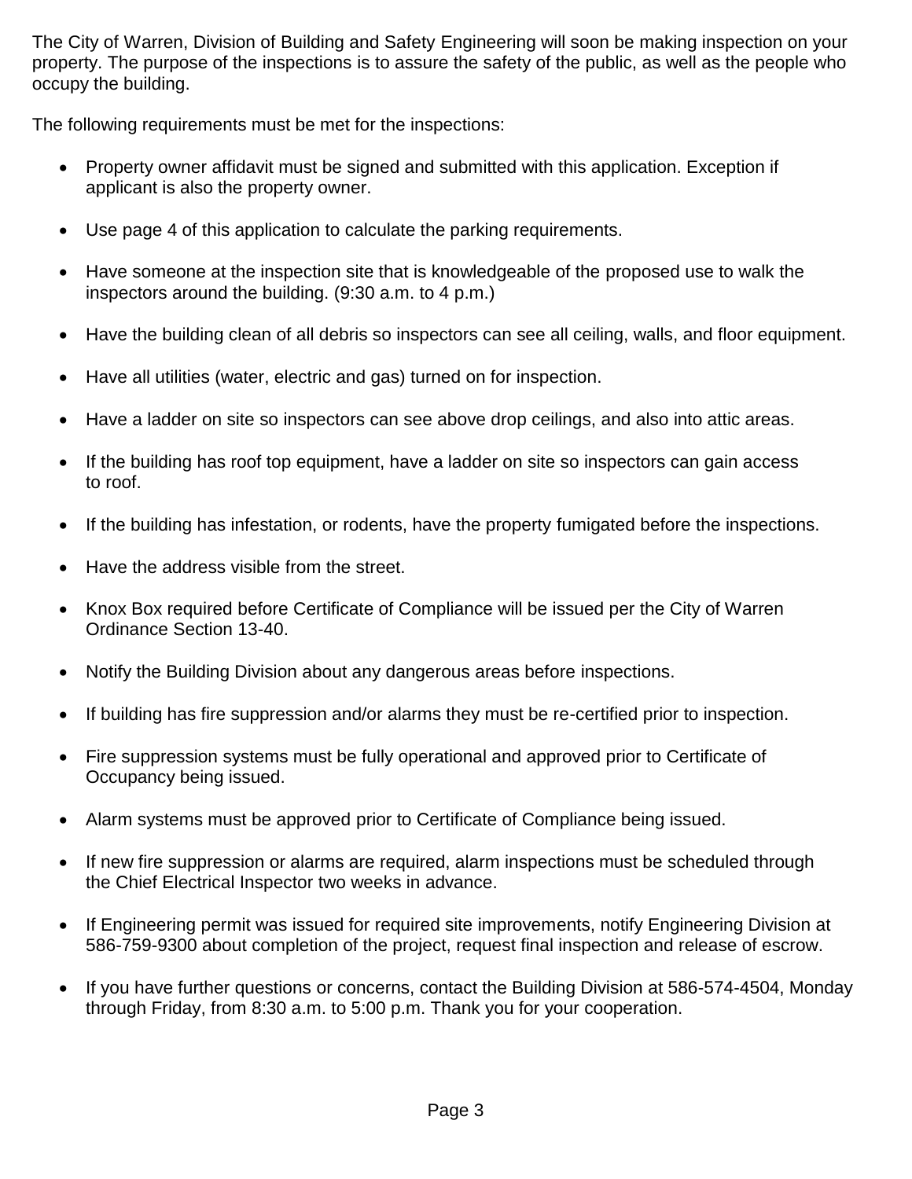The City of Warren, Division of Building and Safety Engineering will soon be making inspection on your property. The purpose of the inspections is to assure the safety of the public, as well as the people who occupy the building.

The following requirements must be met for the inspections:

- Property owner affidavit must be signed and submitted with this application. Exception if applicant is also the property owner.
- Use page 4 of this application to calculate the parking requirements.
- Have someone at the inspection site that is knowledgeable of the proposed use to walk the inspectors around the building. (9:30 a.m. to 4 p.m.)
- Have the building clean of all debris so inspectors can see all ceiling, walls, and floor equipment.
- Have all utilities (water, electric and gas) turned on for inspection.
- Have a ladder on site so inspectors can see above drop ceilings, and also into attic areas.
- If the building has roof top equipment, have a ladder on site so inspectors can gain access to roof.
- If the building has infestation, or rodents, have the property fumigated before the inspections.
- Have the address visible from the street.
- Knox Box required before Certificate of Compliance will be issued per the City of Warren Ordinance Section 13-40.
- Notify the Building Division about any dangerous areas before inspections.
- If building has fire suppression and/or alarms they must be re-certified prior to inspection.
- Fire suppression systems must be fully operational and approved prior to Certificate of Occupancy being issued.
- Alarm systems must be approved prior to Certificate of Compliance being issued.
- If new fire suppression or alarms are required, alarm inspections must be scheduled through the Chief Electrical Inspector two weeks in advance.
- If Engineering permit was issued for required site improvements, notify Engineering Division at 586-759-9300 about completion of the project, request final inspection and release of escrow.
- If you have further questions or concerns, contact the Building Division at 586-574-4504, Monday through Friday, from 8:30 a.m. to 5:00 p.m. Thank you for your cooperation.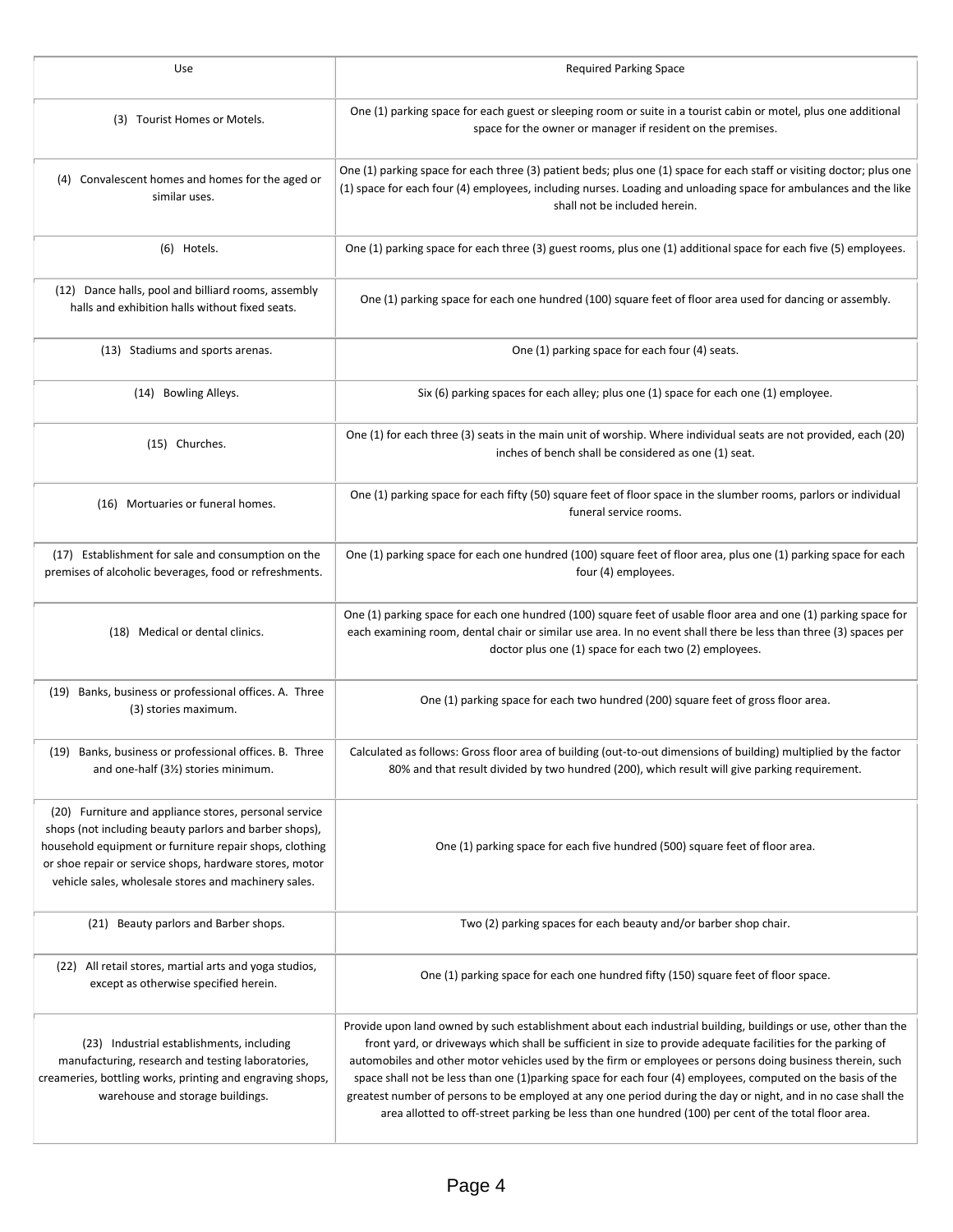| Use | Required Parking Space |
|---|---|
| (3) Tourist Homes or Motels. | One (1) parking space for each guest or sleeping room or suite in a tourist cabin or motel, plus one additional space for the owner or manager if resident on the premises. |
| (4) Convalescent homes and homes for the aged or similar uses. | One (1) parking space for each three (3) patient beds; plus one (1) space for each staff or visiting doctor; plus one (1) space for each four (4) employees, including nurses. Loading and unloading space for ambulances and the like shall not be included herein. |
| (6) Hotels. | One (1) parking space for each three (3) guest rooms, plus one (1) additional space for each five (5) employees. |
| (12) Dance halls, pool and billiard rooms, assembly halls and exhibition halls without fixed seats. | One (1) parking space for each one hundred (100) square feet of floor area used for dancing or assembly. |
| (13) Stadiums and sports arenas. | One (1) parking space for each four (4) seats. |
| (14) Bowling Alleys. | Six (6) parking spaces for each alley; plus one (1) space for each one (1) employee. |
| (15) Churches. | One (1) for each three (3) seats in the main unit of worship. Where individual seats are not provided, each (20) inches of bench shall be considered as one (1) seat. |
| (16) Mortuaries or funeral homes. | One (1) parking space for each fifty (50) square feet of floor space in the slumber rooms, parlors or individual funeral service rooms. |
| (17) Establishment for sale and consumption on the premises of alcoholic beverages, food or refreshments. | One (1) parking space for each one hundred (100) square feet of floor area, plus one (1) parking space for each four (4) employees. |
| (18) Medical or dental clinics. | One (1) parking space for each one hundred (100) square feet of usable floor area and one (1) parking space for each examining room, dental chair or similar use area. In no event shall there be less than three (3) spaces per doctor plus one (1) space for each two (2) employees. |
| (19) Banks, business or professional offices. A. Three (3) stories maximum. | One (1) parking space for each two hundred (200) square feet of gross floor area. |
| (19) Banks, business or professional offices. B. Three and one-half (3½) stories minimum. | Calculated as follows: Gross floor area of building (out-to-out dimensions of building) multiplied by the factor 80% and that result divided by two hundred (200), which result will give parking requirement. |
| (20) Furniture and appliance stores, personal service shops (not including beauty parlors and barber shops), household equipment or furniture repair shops, clothing or shoe repair or service shops, hardware stores, motor vehicle sales, wholesale stores and machinery sales. | One (1) parking space for each five hundred (500) square feet of floor area. |
| (21) Beauty parlors and Barber shops. | Two (2) parking spaces for each beauty and/or barber shop chair. |
| (22) All retail stores, martial arts and yoga studios, except as otherwise specified herein. | One (1) parking space for each one hundred fifty (150) square feet of floor space. |
| (23) Industrial establishments, including manufacturing, research and testing laboratories, creameries, bottling works, printing and engraving shops, warehouse and storage buildings. | Provide upon land owned by such establishment about each industrial building, buildings or use, other than the front yard, or driveways which shall be sufficient in size to provide adequate facilities for the parking of automobiles and other motor vehicles used by the firm or employees or persons doing business therein, such space shall not be less than one (1)parking space for each four (4) employees, computed on the basis of the greatest number of persons to be employed at any one period during the day or night, and in no case shall the area allotted to off-street parking be less than one hundred (100) per cent of the total floor area. |